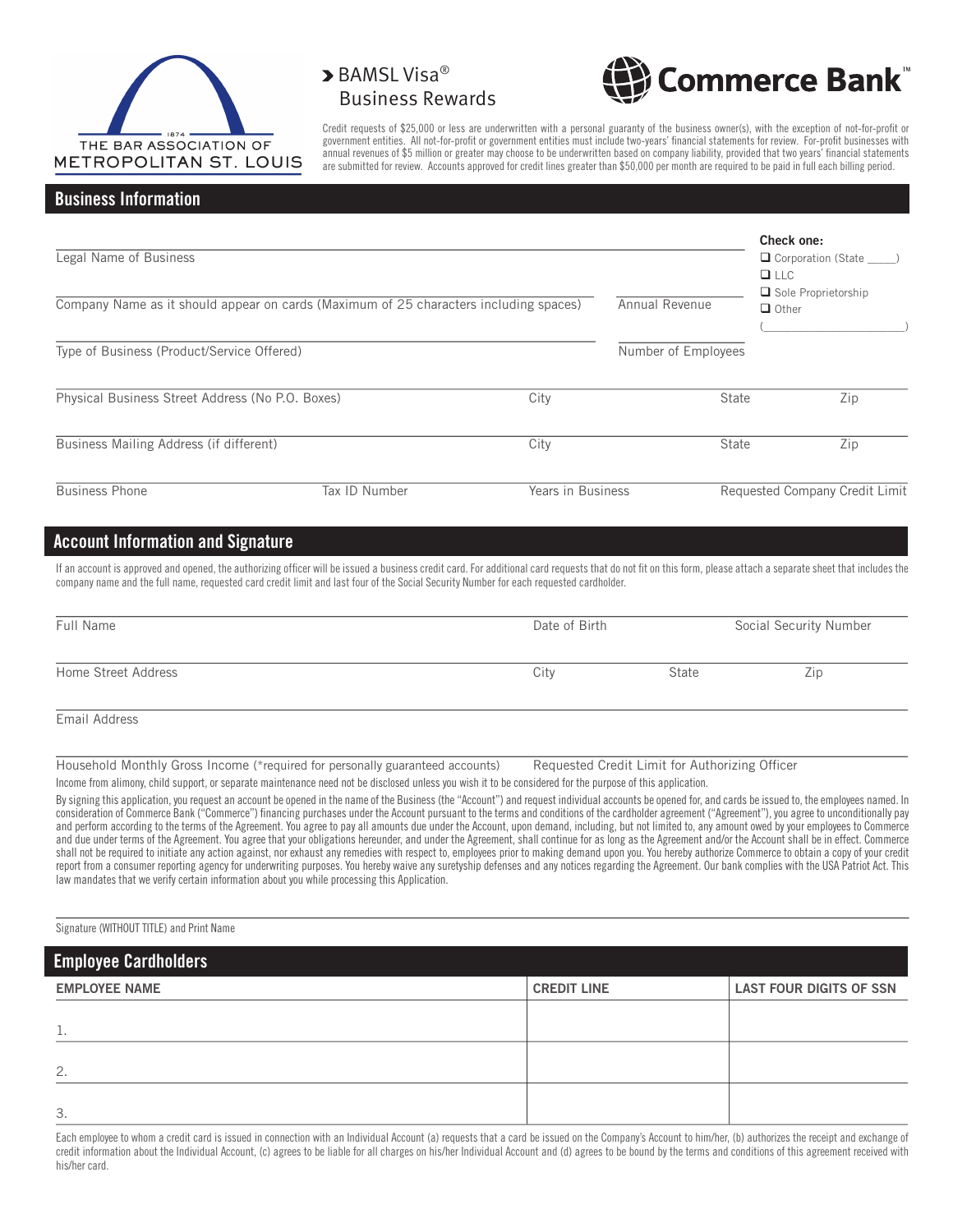THE BAR ASSOCIATION OF METROPOLITAN ST. LOUIS

1874

# BAMSL Visa® Business Rewards

Commerce Bank™

Credit requests of $25,000 or less are underwritten with a personal guaranty of the business owner(s), with the exception of not-for-profit or government entities. All not-for-profit or government entities must include two-years' financial statements for review. For-profit businesses with annual revenues of $5 million or greater may choose to be underwritten based on company liability, provided that two years' financial statements are submitted for review. Accounts approved for credit lines greater than $50,000 per month are required to be paid in full each billing period.

## Business Information

Legal Name of Business

**Check one:**
- ❑ Corporation (State _____)
- ❑ LLC
- ❑ Sole Proprietorship
- ❑ Other (______________________)

Company Name as it should appear on cards (Maximum of 25 characters including spaces) | Annual Revenue

Type of Business (Product/Service Offered) | Number of Employees

Physical Business Street Address (No P.O. Boxes) | City | State | Zip

Business Mailing Address (if different) | City | State | Zip

Business Phone | Tax ID Number | Years in Business | Requested Company Credit Limit

## Account Information and Signature

If an account is approved and opened, the authorizing officer will be issued a business credit card. For additional card requests that do not fit on this form, please attach a separate sheet that includes the company name and the full name, requested card credit limit and last four of the Social Security Number for each requested cardholder.

Full Name | Date of Birth | Social Security Number

Home Street Address | City | State | Zip

Email Address

Household Monthly Gross Income (*required for personally guaranteed accounts) | Requested Credit Limit for Authorizing Officer

Income from alimony, child support, or separate maintenance need not be disclosed unless you wish it to be considered for the purpose of this application.

By signing this application, you request an account be opened in the name of the Business (the "Account") and request individual accounts be opened for, and cards be issued to, the employees named. In consideration of Commerce Bank ("Commerce") financing purchases under the Account pursuant to the terms and conditions of the cardholder agreement ("Agreement"), you agree to unconditionally pay and perform according to the terms of the Agreement. You agree to pay all amounts due under the Account, upon demand, including, but not limited to, any amount owed by your employees to Commerce and due under terms of the Agreement. You agree that your obligations hereunder, and under the Agreement, shall continue for as long as the Agreement and/or the Account shall be in effect. Commerce shall not be required to initiate any action against, nor exhaust any remedies with respect to, employees prior to making demand upon you. You hereby authorize Commerce to obtain a copy of your credit report from a consumer reporting agency for underwriting purposes. You hereby waive any suretyship defenses and any notices regarding the Agreement. Our bank complies with the USA Patriot Act. This law mandates that we verify certain information about you while processing this Application.

Signature (WITHOUT TITLE) and Print Name

## Employee Cardholders

| EMPLOYEE NAME | CREDIT LINE | LAST FOUR DIGITS OF SSN |
|---|---|---|
| 1. | | |
| 2. | | |
| 3. | | |

Each employee to whom a credit card is issued in connection with an Individual Account (a) requests that a card be issued on the Company's Account to him/her, (b) authorizes the receipt and exchange of credit information about the Individual Account, (c) agrees to be liable for all charges on his/her Individual Account and (d) agrees to be bound by the terms and conditions of this agreement received with his/her card.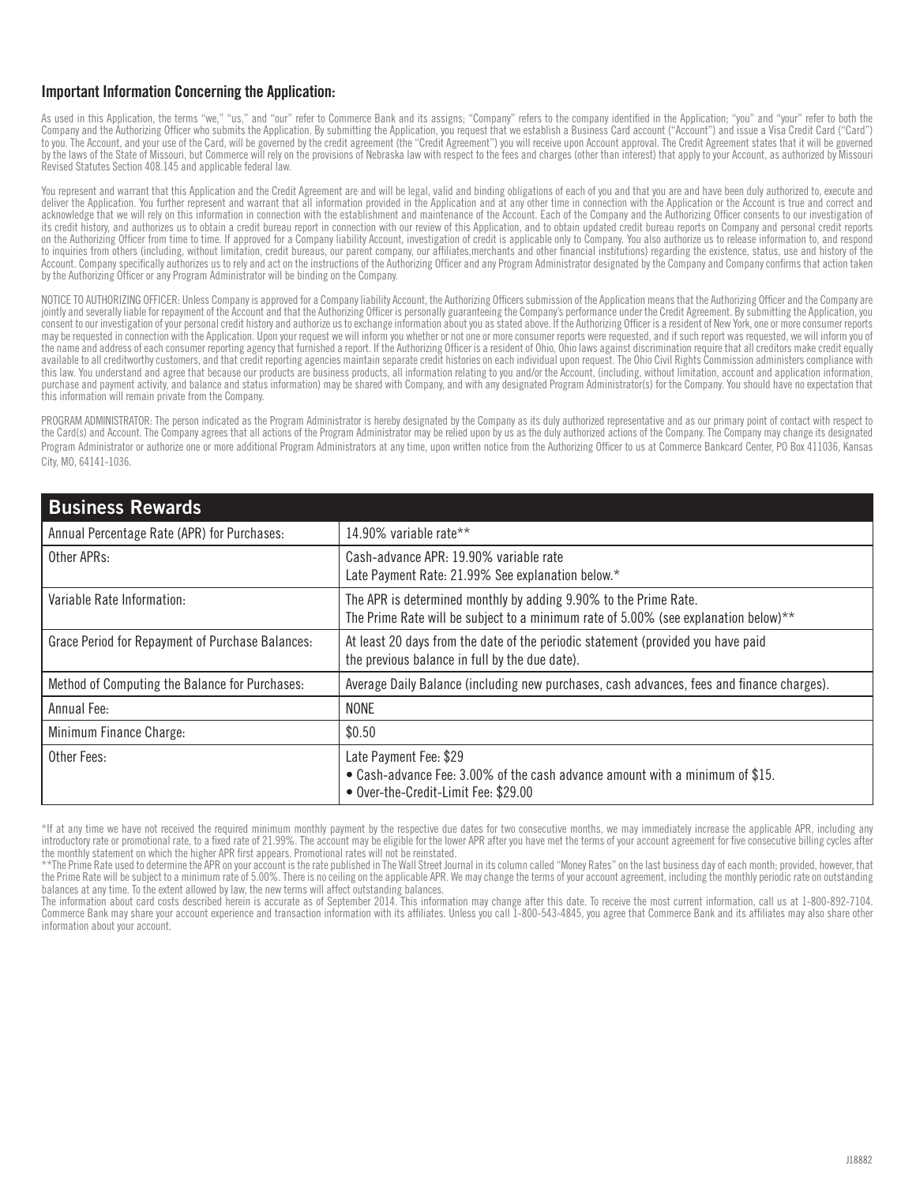### Important Information Concerning the Application:

As used in this Application, the terms "we," "us," and "our" refer to Commerce Bank and its assigns; "Company" refers to the company identified in the Application; "you" and "your" refer to both the Company and the Authorizing Officer who submits the Application. By submitting the Application, you request that we establish a Business Card account ("Account") and issue a Visa Credit Card ("Card") to you. The Account, and your use of the Card, will be governed by the credit agreement (the "Credit Agreement") you will receive upon Account approval. The Credit Agreement states that it will be governed by the laws of the State of Missouri, but Commerce will rely on the provisions of Nebraska law with respect to the fees and charges (other than interest) that apply to your Account, as authorized by Missouri Revised Statutes Section 408.145 and applicable federal law.

You represent and warrant that this Application and the Credit Agreement are and will be legal, valid and binding obligations of each of you and that you are and have been duly authorized to, execute and deliver the Application. You further represent and warrant that all information provided in the Application and at any other time in connection with the Application or the Account is true and correct and acknowledge that we will rely on this information in connection with the establishment and maintenance of the Account. Each of the Company and the Authorizing Officer consents to our investigation of its credit history, and authorizes us to obtain a credit bureau report in connection with our review of this Application, and to obtain updated credit bureau reports on Company and personal credit reports on the Authorizing Officer from time to time. If approved for a Company liability Account, investigation of credit is applicable only to Company. You also authorize us to release information to, and respond to inquiries from others (including, without limitation, credit bureaus, our parent company, our affiliates,merchants and other financial institutions) regarding the existence, status, use and history of the Account. Company specifically authorizes us to rely and act on the instructions of the Authorizing Officer and any Program Administrator designated by the Company and Company confirms that action taken by the Authorizing Officer or any Program Administrator will be binding on the Company.

NOTICE TO AUTHORIZING OFFICER: Unless Company is approved for a Company liability Account, the Authorizing Officers submission of the Application means that the Authorizing Officer and the Company are jointly and severally liable for repayment of the Account and that the Authorizing Officer is personally guaranteeing the Company's performance under the Credit Agreement. By submitting the Application, you consent to our investigation of your personal credit history and authorize us to exchange information about you as stated above. If the Authorizing Officer is a resident of New York, one or more consumer reports may be requested in connection with the Application. Upon your request we will inform you whether or not one or more consumer reports were requested, and if such report was requested, we will inform you of the name and address of each consumer reporting agency that furnished a report. If the Authorizing Officer is a resident of Ohio, Ohio laws against discrimination require that all creditors make credit equally available to all creditworthy customers, and that credit reporting agencies maintain separate credit histories on each individual upon request. The Ohio Civil Rights Commission administers compliance with this law. You understand and agree that because our products are business products, all information relating to you and/or the Account, (including, without limitation, account and application information, purchase and payment activity, and balance and status information) may be shared with Company, and with any designated Program Administrator(s) for the Company. You should have no expectation that this information will remain private from the Company.

PROGRAM ADMINISTRATOR: The person indicated as the Program Administrator is hereby designated by the Company as its duly authorized representative and as our primary point of contact with respect to the Card(s) and Account. The Company agrees that all actions of the Program Administrator may be relied upon by us as the duly authorized actions of the Company. The Company may change its designated Program Administrator or authorize one or more additional Program Administrators at any time, upon written notice from the Authorizing Officer to us at Commerce Bankcard Center, PO Box 411036, Kansas City, MO, 64141-1036.

| Business Rewards | |
|---|---|
| Annual Percentage Rate (APR) for Purchases: | 14.90% variable rate** |
| Other APRs: | Cash-advance APR: 19.90% variable rate<br>Late Payment Rate: 21.99% See explanation below.* |
| Variable Rate Information: | The APR is determined monthly by adding 9.90% to the Prime Rate.<br>The Prime Rate will be subject to a minimum rate of 5.00% (see explanation below)** |
| Grace Period for Repayment of Purchase Balances: | At least 20 days from the date of the periodic statement (provided you have paid the previous balance in full by the due date). |
| Method of Computing the Balance for Purchases: | Average Daily Balance (including new purchases, cash advances, fees and finance charges). |
| Annual Fee: | NONE |
| Minimum Finance Charge: | $0.50 |
| Other Fees: | Late Payment Fee: $29<br>• Cash-advance Fee: 3.00% of the cash advance amount with a minimum of $15.<br>• Over-the-Credit-Limit Fee: $29.00 |

*If at any time we have not received the required minimum monthly payment by the respective due dates for two consecutive months, we may immediately increase the applicable APR, including any introductory rate or promotional rate, to a fixed rate of 21.99%. The account may be eligible for the lower APR after you have met the terms of your account agreement for five consecutive billing cycles after the monthly statement on which the higher APR first appears. Promotional rates will not be reinstated.

**The Prime Rate used to determine the APR on your account is the rate published in The Wall Street Journal in its column called "Money Rates" on the last business day of each month; provided, however, that the Prime Rate will be subject to a minimum rate of 5.00%. There is no ceiling on the applicable APR. We may change the terms of your account agreement, including the monthly periodic rate on outstanding balances at any time. To the extent allowed by law, the new terms will affect outstanding balances.

The information about card costs described herein is accurate as of September 2014. This information may change after this date. To receive the most current information, call us at 1-800-892-7104. Commerce Bank may share your account experience and transaction information with its affiliates. Unless you call 1-800-543-4845, you agree that Commerce Bank and its affiliates may also share other information about your account.

J18882